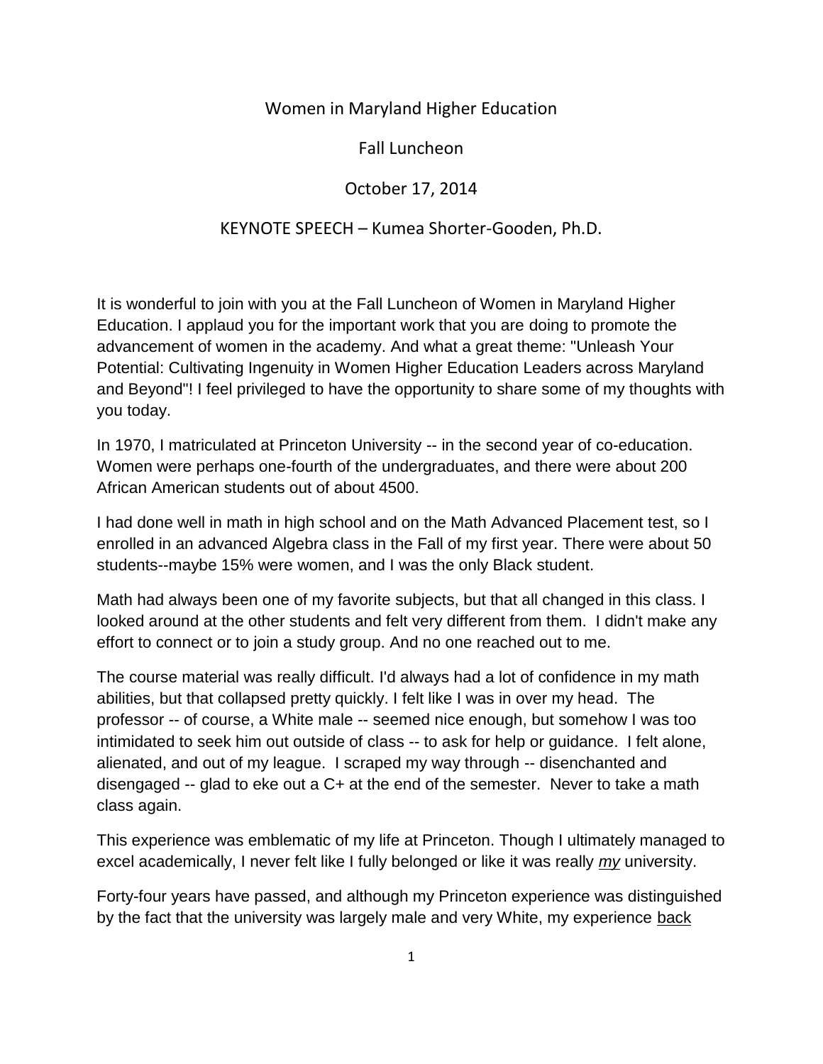# Women in Maryland Higher Education

## Fall Luncheon

## October 17, 2014

## KEYNOTE SPEECH – Kumea Shorter-Gooden, Ph.D.

It is wonderful to join with you at the Fall Luncheon of Women in Maryland Higher Education. I applaud you for the important work that you are doing to promote the advancement of women in the academy. And what a great theme: "Unleash Your Potential: Cultivating Ingenuity in Women Higher Education Leaders across Maryland and Beyond"! I feel privileged to have the opportunity to share some of my thoughts with you today.

In 1970, I matriculated at Princeton University -- in the second year of co-education. Women were perhaps one-fourth of the undergraduates, and there were about 200 African American students out of about 4500.

I had done well in math in high school and on the Math Advanced Placement test, so I enrolled in an advanced Algebra class in the Fall of my first year. There were about 50 students--maybe 15% were women, and I was the only Black student.

Math had always been one of my favorite subjects, but that all changed in this class. I looked around at the other students and felt very different from them. I didn't make any effort to connect or to join a study group. And no one reached out to me.

The course material was really difficult. I'd always had a lot of confidence in my math abilities, but that collapsed pretty quickly. I felt like I was in over my head. The professor -- of course, a White male -- seemed nice enough, but somehow I was too intimidated to seek him out outside of class -- to ask for help or guidance. I felt alone, alienated, and out of my league. I scraped my way through -- disenchanted and disengaged -- glad to eke out a C+ at the end of the semester. Never to take a math class again.

This experience was emblematic of my life at Princeton. Though I ultimately managed to excel academically, I never felt like I fully belonged or like it was really ***my*** university.

Forty-four years have passed, and although my Princeton experience was distinguished by the fact that the university was largely male and very White, my experience back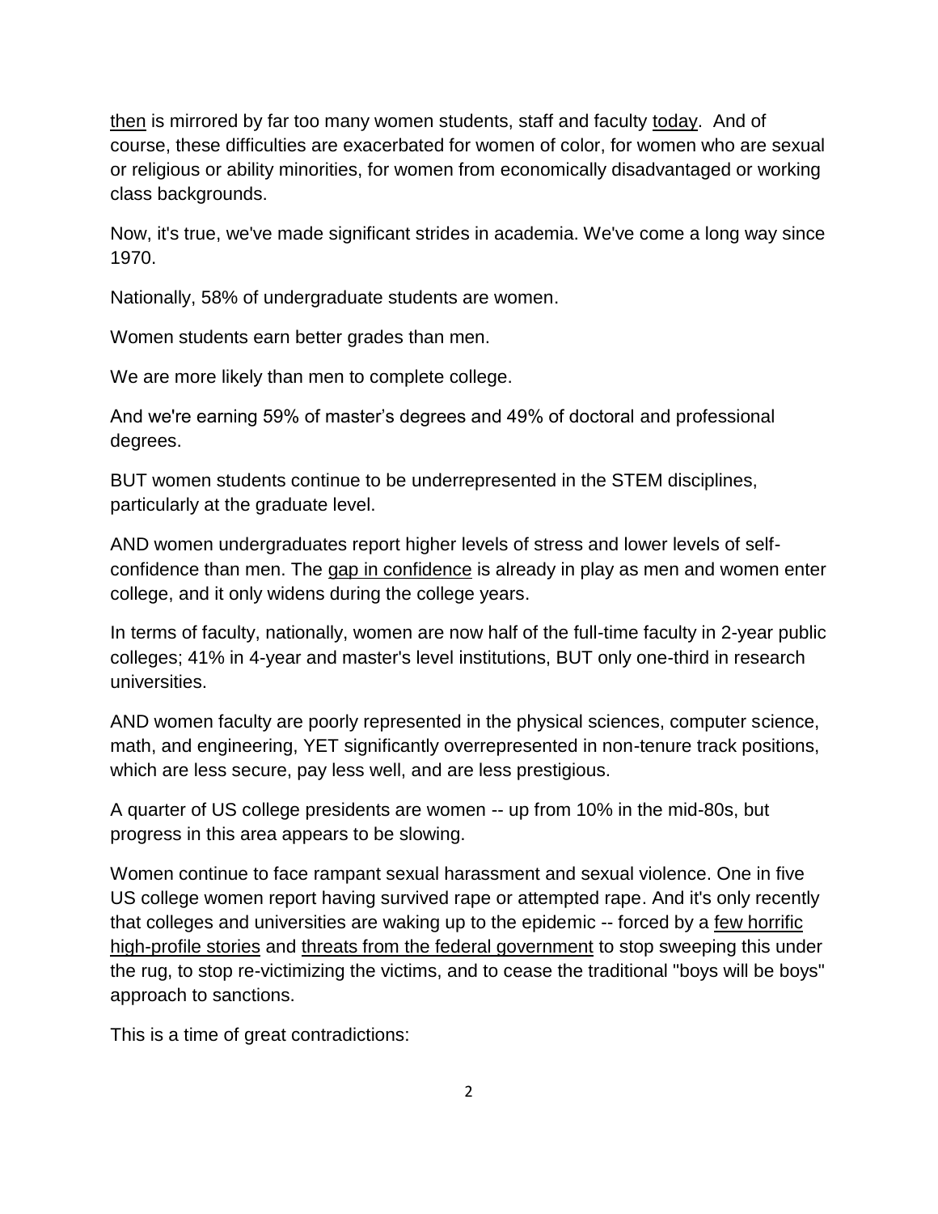then is mirrored by far too many women students, staff and faculty today. And of course, these difficulties are exacerbated for women of color, for women who are sexual or religious or ability minorities, for women from economically disadvantaged or working class backgrounds.

Now, it's true, we've made significant strides in academia. We've come a long way since 1970.

Nationally, 58% of undergraduate students are women.

Women students earn better grades than men.

We are more likely than men to complete college.

And we're earning 59% of master's degrees and 49% of doctoral and professional degrees.

BUT women students continue to be underrepresented in the STEM disciplines, particularly at the graduate level.

AND women undergraduates report higher levels of stress and lower levels of self-confidence than men. The gap in confidence is already in play as men and women enter college, and it only widens during the college years.

In terms of faculty, nationally, women are now half of the full-time faculty in 2-year public colleges; 41% in 4-year and master's level institutions, BUT only one-third in research universities.

AND women faculty are poorly represented in the physical sciences, computer science, math, and engineering, YET significantly overrepresented in non-tenure track positions, which are less secure, pay less well, and are less prestigious.

A quarter of US college presidents are women -- up from 10% in the mid-80s, but progress in this area appears to be slowing.

Women continue to face rampant sexual harassment and sexual violence. One in five US college women report having survived rape or attempted rape. And it's only recently that colleges and universities are waking up to the epidemic -- forced by a few horrific high-profile stories and threats from the federal government to stop sweeping this under the rug, to stop re-victimizing the victims, and to cease the traditional "boys will be boys" approach to sanctions.

This is a time of great contradictions: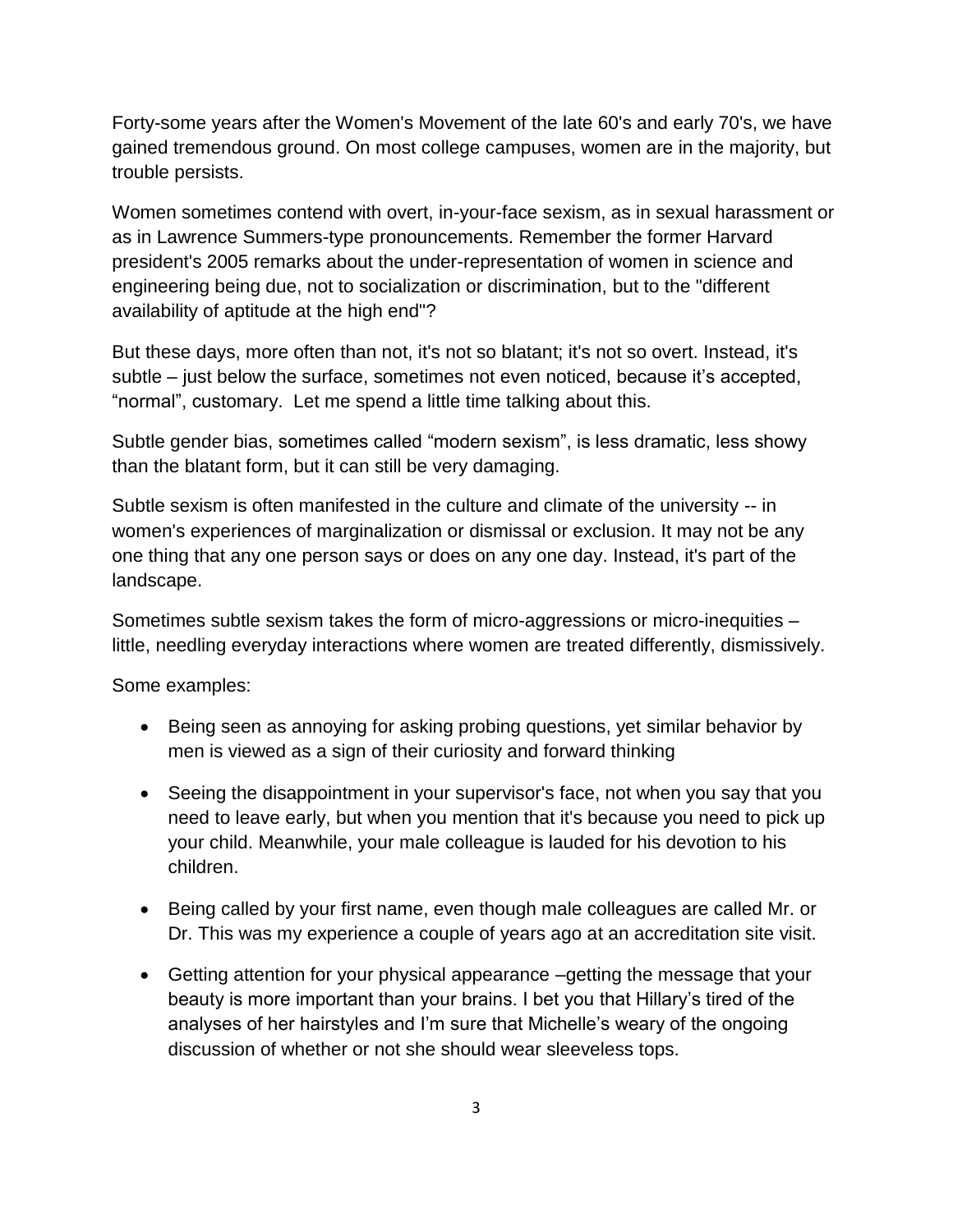Forty-some years after the Women's Movement of the late 60's and early 70's, we have gained tremendous ground. On most college campuses, women are in the majority, but trouble persists.

Women sometimes contend with overt, in-your-face sexism, as in sexual harassment or as in Lawrence Summers-type pronouncements. Remember the former Harvard president's 2005 remarks about the under-representation of women in science and engineering being due, not to socialization or discrimination, but to the "different availability of aptitude at the high end"?

But these days, more often than not, it's not so blatant; it's not so overt. Instead, it's subtle – just below the surface, sometimes not even noticed, because it's accepted, "normal", customary. Let me spend a little time talking about this.

Subtle gender bias, sometimes called "modern sexism", is less dramatic, less showy than the blatant form, but it can still be very damaging.

Subtle sexism is often manifested in the culture and climate of the university -- in women's experiences of marginalization or dismissal or exclusion. It may not be any one thing that any one person says or does on any one day. Instead, it's part of the landscape.

Sometimes subtle sexism takes the form of micro-aggressions or micro-inequities – little, needling everyday interactions where women are treated differently, dismissively.

Some examples:

- Being seen as annoying for asking probing questions, yet similar behavior by men is viewed as a sign of their curiosity and forward thinking
- Seeing the disappointment in your supervisor's face, not when you say that you need to leave early, but when you mention that it's because you need to pick up your child. Meanwhile, your male colleague is lauded for his devotion to his children.
- Being called by your first name, even though male colleagues are called Mr. or Dr. This was my experience a couple of years ago at an accreditation site visit.
- Getting attention for your physical appearance –getting the message that your beauty is more important than your brains. I bet you that Hillary's tired of the analyses of her hairstyles and I'm sure that Michelle's weary of the ongoing discussion of whether or not she should wear sleeveless tops.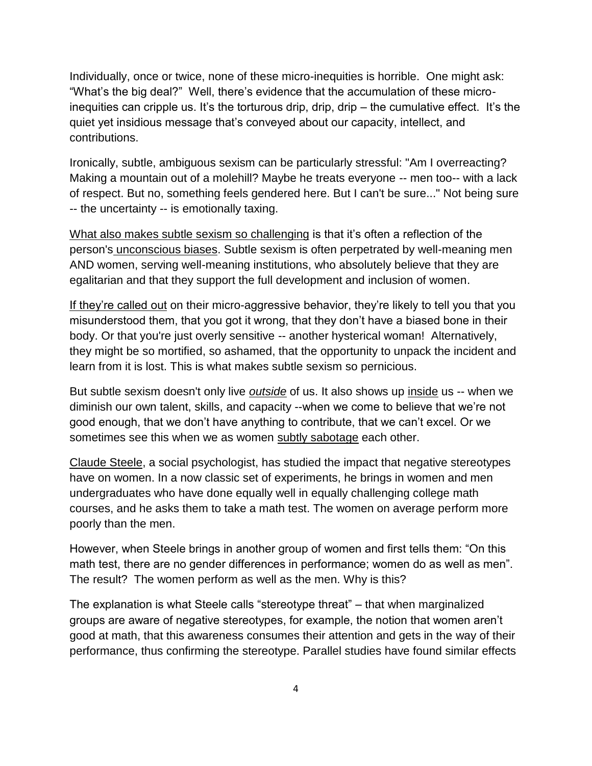Individually, once or twice, none of these micro-inequities is horrible. One might ask: “What’s the big deal?” Well, there’s evidence that the accumulation of these micro-inequities can cripple us. It’s the torturous drip, drip, drip – the cumulative effect. It’s the quiet yet insidious message that’s conveyed about our capacity, intellect, and contributions.

Ironically, subtle, ambiguous sexism can be particularly stressful: "Am I overreacting? Making a mountain out of a molehill? Maybe he treats everyone -- men too-- with a lack of respect. But no, something feels gendered here. But I can't be sure..." Not being sure -- the uncertainty -- is emotionally taxing.

What also makes subtle sexism so challenging is that it’s often a reflection of the person's unconscious biases. Subtle sexism is often perpetrated by well-meaning men AND women, serving well-meaning institutions, who absolutely believe that they are egalitarian and that they support the full development and inclusion of women.

If they’re called out on their micro-aggressive behavior, they’re likely to tell you that you misunderstood them, that you got it wrong, that they don’t have a biased bone in their body. Or that you're just overly sensitive -- another hysterical woman! Alternatively, they might be so mortified, so ashamed, that the opportunity to unpack the incident and learn from it is lost. This is what makes subtle sexism so pernicious.

But subtle sexism doesn't only live *outside* of us. It also shows up inside us -- when we diminish our own talent, skills, and capacity --when we come to believe that we’re not good enough, that we don’t have anything to contribute, that we can’t excel. Or we sometimes see this when we as women subtly sabotage each other.

Claude Steele, a social psychologist, has studied the impact that negative stereotypes have on women. In a now classic set of experiments, he brings in women and men undergraduates who have done equally well in equally challenging college math courses, and he asks them to take a math test. The women on average perform more poorly than the men.

However, when Steele brings in another group of women and first tells them: “On this math test, there are no gender differences in performance; women do as well as men”. The result? The women perform as well as the men. Why is this?

The explanation is what Steele calls “stereotype threat” – that when marginalized groups are aware of negative stereotypes, for example, the notion that women aren’t good at math, that this awareness consumes their attention and gets in the way of their performance, thus confirming the stereotype. Parallel studies have found similar effects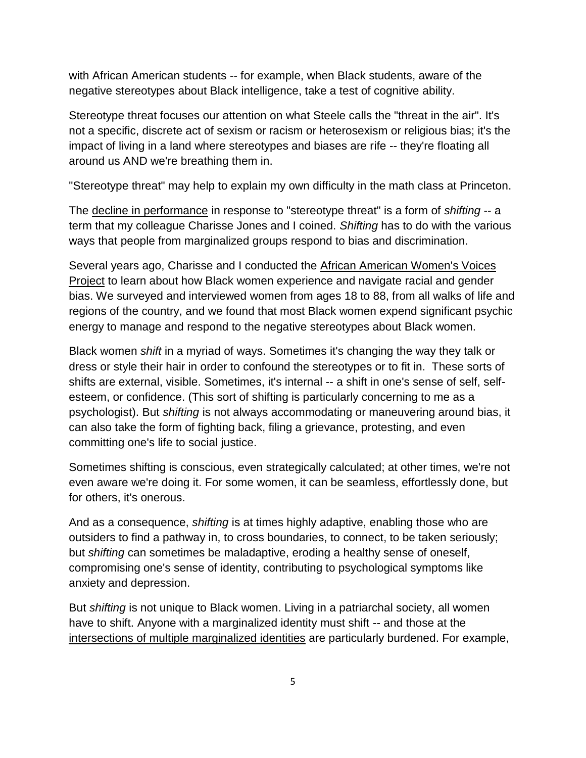with African American students -- for example, when Black students, aware of the negative stereotypes about Black intelligence, take a test of cognitive ability.

Stereotype threat focuses our attention on what Steele calls the "threat in the air". It's not a specific, discrete act of sexism or racism or heterosexism or religious bias; it's the impact of living in a land where stereotypes and biases are rife -- they're floating all around us AND we're breathing them in.

"Stereotype threat" may help to explain my own difficulty in the math class at Princeton.

The decline in performance in response to "stereotype threat" is a form of *shifting* -- a term that my colleague Charisse Jones and I coined. *Shifting* has to do with the various ways that people from marginalized groups respond to bias and discrimination.

Several years ago, Charisse and I conducted the African American Women's Voices Project to learn about how Black women experience and navigate racial and gender bias. We surveyed and interviewed women from ages 18 to 88, from all walks of life and regions of the country, and we found that most Black women expend significant psychic energy to manage and respond to the negative stereotypes about Black women.

Black women *shift* in a myriad of ways. Sometimes it's changing the way they talk or dress or style their hair in order to confound the stereotypes or to fit in. These sorts of shifts are external, visible. Sometimes, it's internal -- a shift in one's sense of self, self-esteem, or confidence. (This sort of shifting is particularly concerning to me as a psychologist). But *shifting* is not always accommodating or maneuvering around bias, it can also take the form of fighting back, filing a grievance, protesting, and even committing one's life to social justice.

Sometimes shifting is conscious, even strategically calculated; at other times, we're not even aware we're doing it. For some women, it can be seamless, effortlessly done, but for others, it's onerous.

And as a consequence, *shifting* is at times highly adaptive, enabling those who are outsiders to find a pathway in, to cross boundaries, to connect, to be taken seriously; but *shifting* can sometimes be maladaptive, eroding a healthy sense of oneself, compromising one's sense of identity, contributing to psychological symptoms like anxiety and depression.

But *shifting* is not unique to Black women. Living in a patriarchal society, all women have to shift. Anyone with a marginalized identity must shift -- and those at the intersections of multiple marginalized identities are particularly burdened. For example,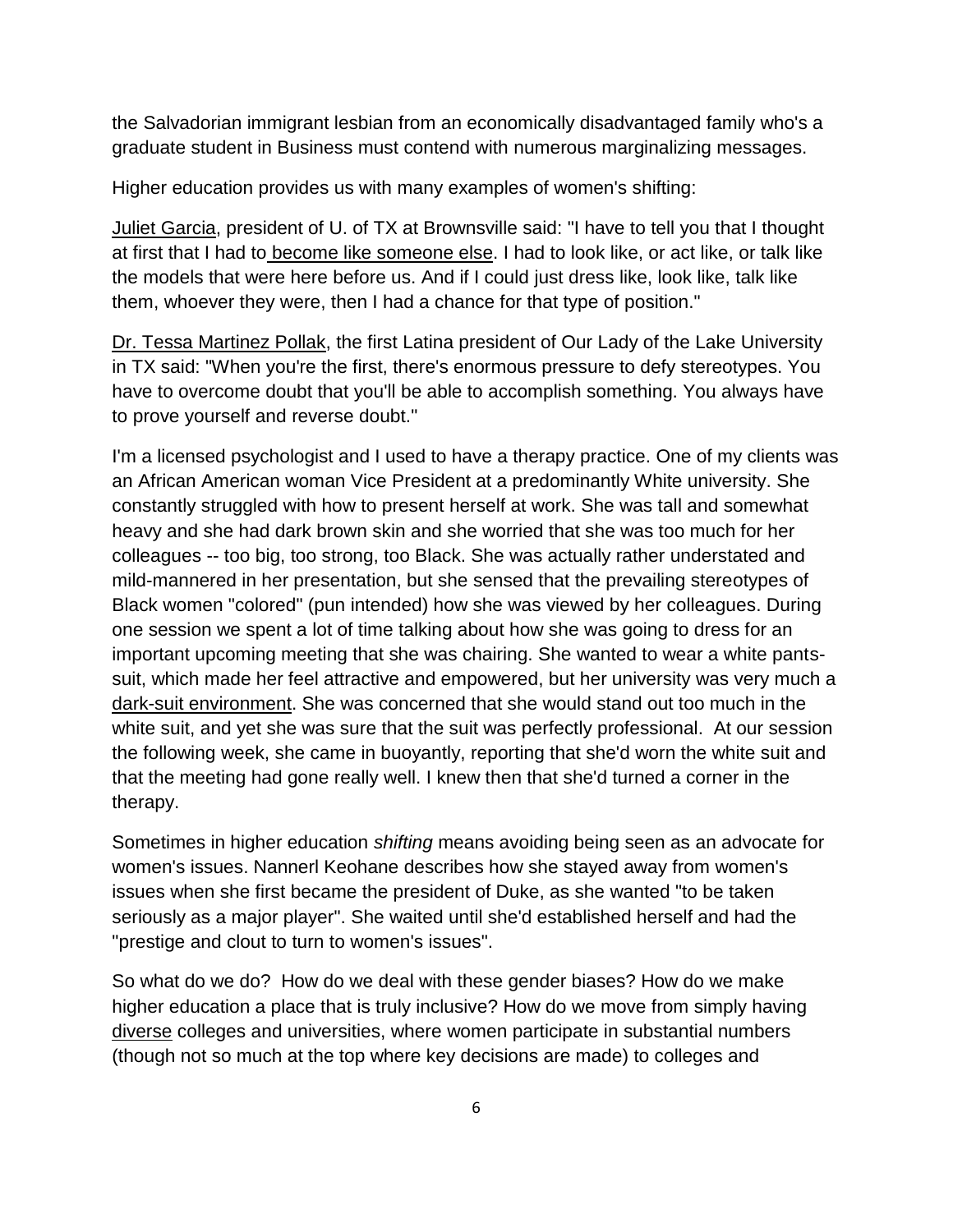the Salvadorian immigrant lesbian from an economically disadvantaged family who's a graduate student in Business must contend with numerous marginalizing messages.

Higher education provides us with many examples of women's shifting:

Juliet Garcia, president of U. of TX at Brownsville said: "I have to tell you that I thought at first that I had to become like someone else. I had to look like, or act like, or talk like the models that were here before us. And if I could just dress like, look like, talk like them, whoever they were, then I had a chance for that type of position."

Dr. Tessa Martinez Pollak, the first Latina president of Our Lady of the Lake University in TX said: "When you're the first, there's enormous pressure to defy stereotypes. You have to overcome doubt that you'll be able to accomplish something. You always have to prove yourself and reverse doubt."

I'm a licensed psychologist and I used to have a therapy practice. One of my clients was an African American woman Vice President at a predominantly White university. She constantly struggled with how to present herself at work. She was tall and somewhat heavy and she had dark brown skin and she worried that she was too much for her colleagues -- too big, too strong, too Black. She was actually rather understated and mild-mannered in her presentation, but she sensed that the prevailing stereotypes of Black women "colored" (pun intended) how she was viewed by her colleagues. During one session we spent a lot of time talking about how she was going to dress for an important upcoming meeting that she was chairing. She wanted to wear a white pants-suit, which made her feel attractive and empowered, but her university was very much a dark-suit environment. She was concerned that she would stand out too much in the white suit, and yet she was sure that the suit was perfectly professional. At our session the following week, she came in buoyantly, reporting that she'd worn the white suit and that the meeting had gone really well. I knew then that she'd turned a corner in the therapy.

Sometimes in higher education *shifting* means avoiding being seen as an advocate for women's issues. Nannerl Keohane describes how she stayed away from women's issues when she first became the president of Duke, as she wanted "to be taken seriously as a major player". She waited until she'd established herself and had the "prestige and clout to turn to women's issues".

So what do we do? How do we deal with these gender biases? How do we make higher education a place that is truly inclusive? How do we move from simply having diverse colleges and universities, where women participate in substantial numbers (though not so much at the top where key decisions are made) to colleges and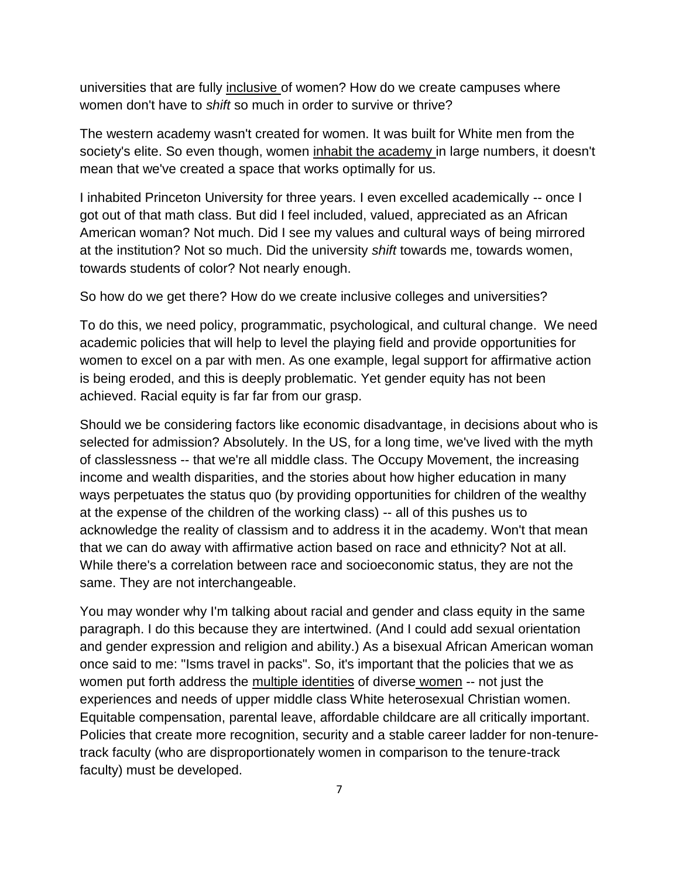universities that are fully inclusive of women? How do we create campuses where women don't have to *shift* so much in order to survive or thrive?

The western academy wasn't created for women. It was built for White men from the society's elite. So even though, women inhabit the academy in large numbers, it doesn't mean that we've created a space that works optimally for us.

I inhabited Princeton University for three years. I even excelled academically -- once I got out of that math class. But did I feel included, valued, appreciated as an African American woman? Not much. Did I see my values and cultural ways of being mirrored at the institution? Not so much. Did the university *shift* towards me, towards women, towards students of color? Not nearly enough.

So how do we get there? How do we create inclusive colleges and universities?

To do this, we need policy, programmatic, psychological, and cultural change. We need academic policies that will help to level the playing field and provide opportunities for women to excel on a par with men. As one example, legal support for affirmative action is being eroded, and this is deeply problematic. Yet gender equity has not been achieved. Racial equity is far far from our grasp.

Should we be considering factors like economic disadvantage, in decisions about who is selected for admission? Absolutely. In the US, for a long time, we've lived with the myth of classlessness -- that we're all middle class. The Occupy Movement, the increasing income and wealth disparities, and the stories about how higher education in many ways perpetuates the status quo (by providing opportunities for children of the wealthy at the expense of the children of the working class) -- all of this pushes us to acknowledge the reality of classism and to address it in the academy. Won't that mean that we can do away with affirmative action based on race and ethnicity? Not at all. While there's a correlation between race and socioeconomic status, they are not the same. They are not interchangeable.

You may wonder why I'm talking about racial and gender and class equity in the same paragraph. I do this because they are intertwined. (And I could add sexual orientation and gender expression and religion and ability.) As a bisexual African American woman once said to me: "Isms travel in packs". So, it's important that the policies that we as women put forth address the multiple identities of diverse women -- not just the experiences and needs of upper middle class White heterosexual Christian women. Equitable compensation, parental leave, affordable childcare are all critically important. Policies that create more recognition, security and a stable career ladder for non-tenure-track faculty (who are disproportionately women in comparison to the tenure-track faculty) must be developed.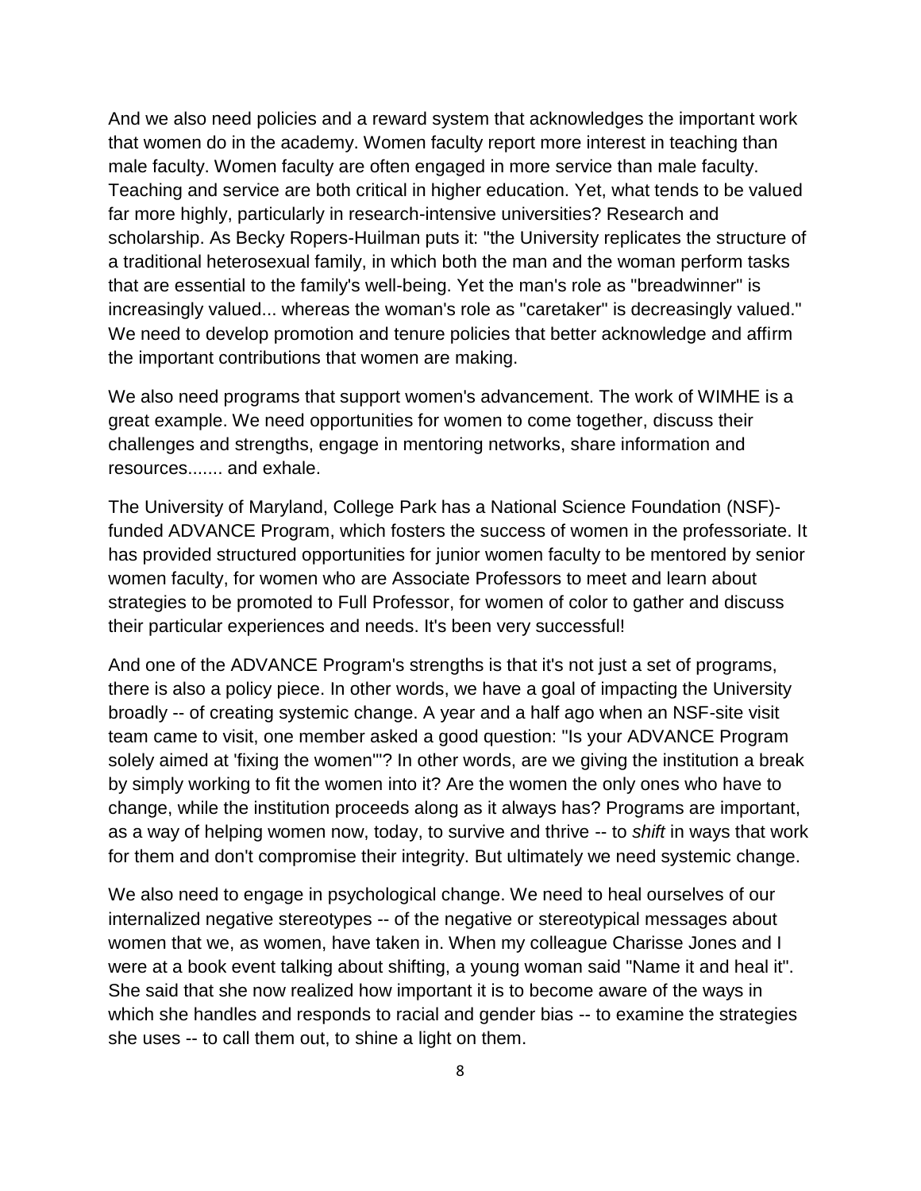And we also need policies and a reward system that acknowledges the important work that women do in the academy. Women faculty report more interest in teaching than male faculty. Women faculty are often engaged in more service than male faculty. Teaching and service are both critical in higher education. Yet, what tends to be valued far more highly, particularly in research-intensive universities? Research and scholarship. As Becky Ropers-Huilman puts it: "the University replicates the structure of a traditional heterosexual family, in which both the man and the woman perform tasks that are essential to the family's well-being. Yet the man's role as "breadwinner" is increasingly valued... whereas the woman's role as "caretaker" is decreasingly valued." We need to develop promotion and tenure policies that better acknowledge and affirm the important contributions that women are making.

We also need programs that support women's advancement. The work of WIMHE is a great example. We need opportunities for women to come together, discuss their challenges and strengths, engage in mentoring networks, share information and resources....... and exhale.

The University of Maryland, College Park has a National Science Foundation (NSF)-funded ADVANCE Program, which fosters the success of women in the professoriate. It has provided structured opportunities for junior women faculty to be mentored by senior women faculty, for women who are Associate Professors to meet and learn about strategies to be promoted to Full Professor, for women of color to gather and discuss their particular experiences and needs. It's been very successful!

And one of the ADVANCE Program's strengths is that it's not just a set of programs, there is also a policy piece. In other words, we have a goal of impacting the University broadly -- of creating systemic change. A year and a half ago when an NSF-site visit team came to visit, one member asked a good question: "Is your ADVANCE Program solely aimed at 'fixing the women'"? In other words, are we giving the institution a break by simply working to fit the women into it? Are the women the only ones who have to change, while the institution proceeds along as it always has? Programs are important, as a way of helping women now, today, to survive and thrive -- to *shift* in ways that work for them and don't compromise their integrity. But ultimately we need systemic change.

We also need to engage in psychological change. We need to heal ourselves of our internalized negative stereotypes -- of the negative or stereotypical messages about women that we, as women, have taken in. When my colleague Charisse Jones and I were at a book event talking about shifting, a young woman said "Name it and heal it". She said that she now realized how important it is to become aware of the ways in which she handles and responds to racial and gender bias -- to examine the strategies she uses -- to call them out, to shine a light on them.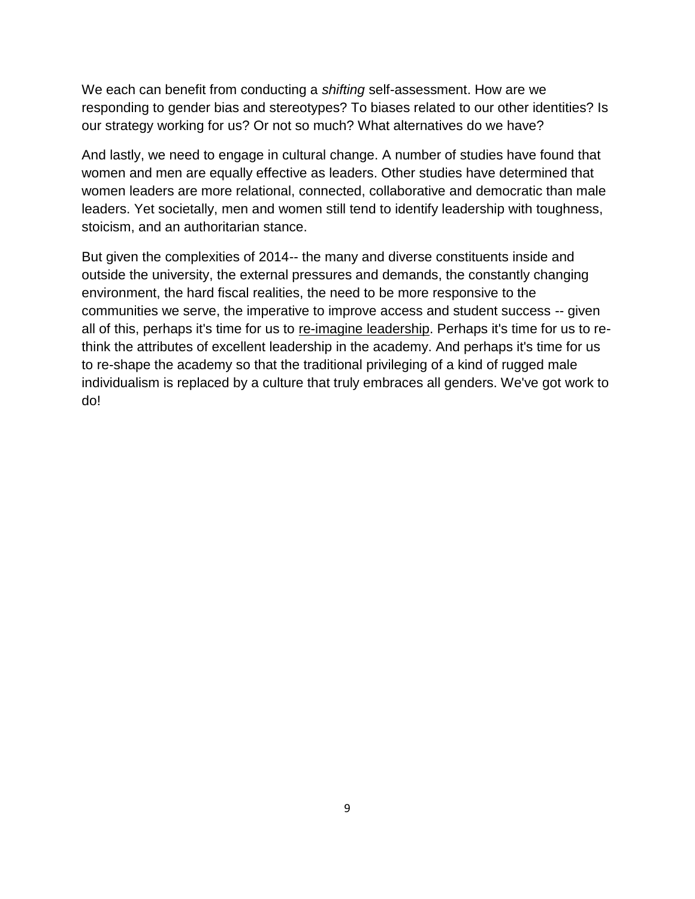We each can benefit from conducting a *shifting* self-assessment. How are we responding to gender bias and stereotypes? To biases related to our other identities? Is our strategy working for us? Or not so much? What alternatives do we have?

And lastly, we need to engage in cultural change. A number of studies have found that women and men are equally effective as leaders. Other studies have determined that women leaders are more relational, connected, collaborative and democratic than male leaders. Yet societally, men and women still tend to identify leadership with toughness, stoicism, and an authoritarian stance.

But given the complexities of 2014-- the many and diverse constituents inside and outside the university, the external pressures and demands, the constantly changing environment, the hard fiscal realities, the need to be more responsive to the communities we serve, the imperative to improve access and student success -- given all of this, perhaps it's time for us to re-imagine leadership. Perhaps it's time for us to re-think the attributes of excellent leadership in the academy. And perhaps it's time for us to re-shape the academy so that the traditional privileging of a kind of rugged male individualism is replaced by a culture that truly embraces all genders. We've got work to do!